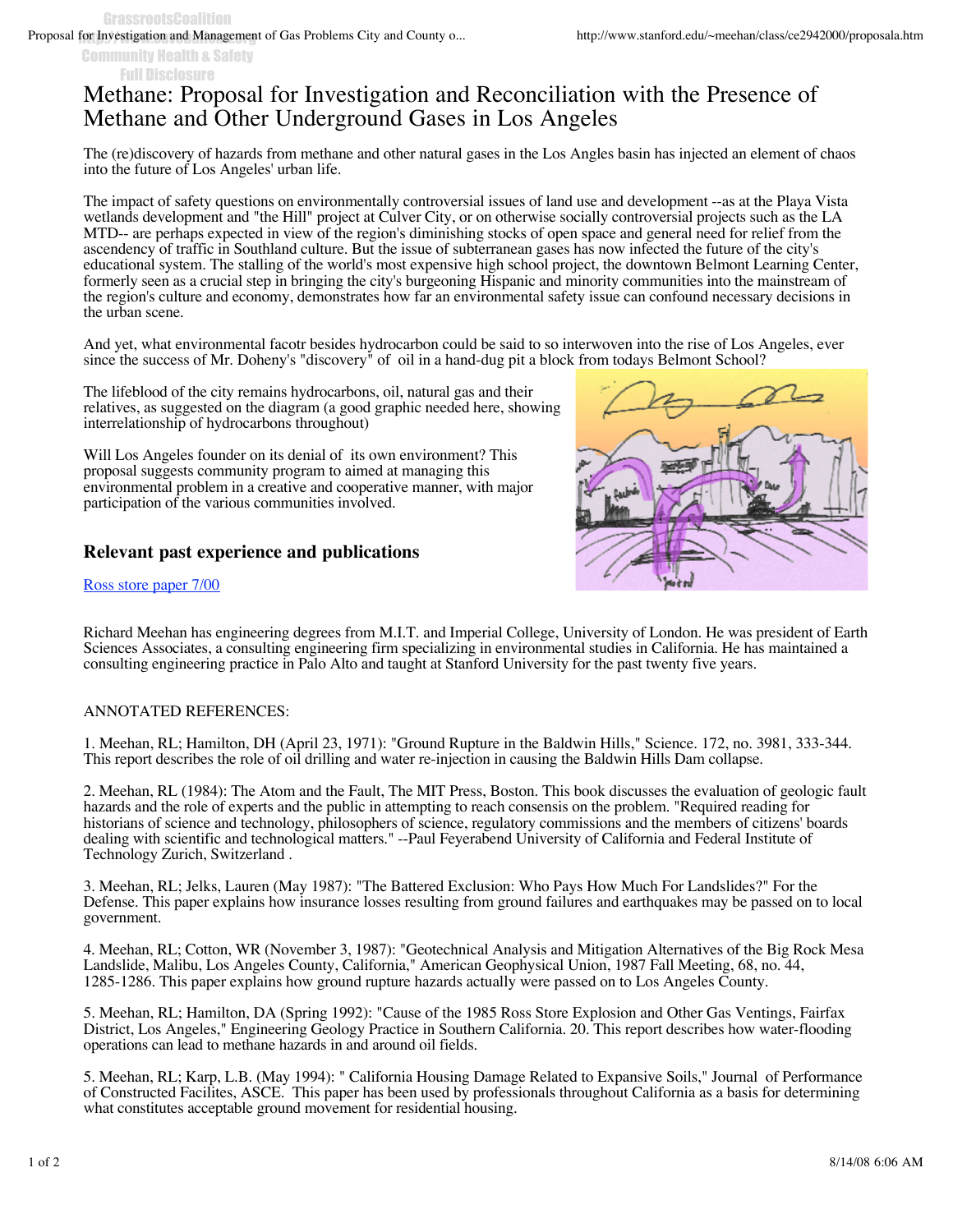# Methane: Proposal for Investigation and Reconciliation with the Presence of Methane and Other Underground Gases in Los Angeles

The (re)discovery of hazards from methane and other natural gases in the Los Angles basin has injected an element of chaos into the future of Los Angeles' urban life.

The impact of safety questions on environmentally controversial issues of land use and development --as at the Playa Vista wetlands development and "the Hill" project at Culver City, or on otherwise socially controversial projects such as the LA MTD-- are perhaps expected in view of the region's diminishing stocks of open space and general need for relief from the ascendency of traffic in Southland culture. But the issue of subterranean gases has now infected the future of the city's educational system. The stalling of the world's most expensive high school project, the downtown Belmont Learning Center, formerly seen as a crucial step in bringing the city's burgeoning Hispanic and minority communities into the mainstream of the region's culture and economy, demonstrates how far an environmental safety issue can confound necessary decisions in the urban scene.

And yet, what environmental facotr besides hydrocarbon could be said to so interwoven into the rise of Los Angeles, ever since the success of Mr. Doheny's "discovery" of oil in a hand-dug pit a block from todays Belmont School?

The lifeblood of the city remains hydrocarbons, oil, natural gas and their relatives, as suggested on the diagram (a good graphic needed here, showing interrelationship of hydrocarbons throughout)

Will Los Angeles founder on its denial of its own environment? This proposal suggests community program to aimed at managing this environmental problem in a creative and cooperative manner, with major participation of the various communities involved.

## Relevant past experience and publications

[Ross store paper 7/00](http://www.stanford.edu/~meehan/class/ce2942000/proposala.htm)

Richard Meehan has engineering degrees from M.I.T. and Imperial College, University of London. He was president of Earth Sciences Associates, a consulting engineering firm specializing in environmental studies in California. He has maintained a consulting engineering practice in Palo Alto and taught at Stanford University for the past twenty five years.

ANNOTATED REFERENCES:

1. Meehan, RL; Hamilton, DH (April 23, 1971): "Ground Rupture in the Baldwin Hills," Science. 172, no. 3981, 333-344. This report describes the role of oil drilling and water re-injection in causing the Baldwin Hills Dam collapse.

2. Meehan, RL (1984): The Atom and the Fault, The MIT Press, Boston. This book discusses the evaluation of geologic fault hazards and the role of experts and the public in attempting to reach consensis on the problem. "Required reading for historians of science and technology, philosophers of science, regulatory commissions and the members of citizens' boards dealing with scientific and technological matters." --Paul Feyerabend University of California and Federal Institute of Technology Zurich, Switzerland .

3. Meehan, RL; Jelks, Lauren (May 1987): "The Battered Exclusion: Who Pays How Much For Landslides?" For the Defense. This paper explains how insurance losses resulting from ground failures and earthquakes may be passed on to local government.

4. Meehan, RL; Cotton, WR (November 3, 1987): "Geotechnical Analysis and Mitigation Alternatives of the Big Rock Mesa Landslide, Malibu, Los Angeles County, California," American Geophysical Union, 1987 Fall Meeting, 68, no. 44, 1285-1286. This paper explains how ground rupture hazards actually were passed on to Los Angeles County.

5. Meehan, RL; Hamilton, DA (Spring 1992): "Cause of the 1985 Ross Store Explosion and Other Gas Ventings, Fairfax District, Los Angeles," Engineering Geology Practice in Southern California. 20. This report describes how water-flooding operations can lead to methane hazards in and around oil fields.

5. Meehan, RL; Karp, L.B. (May 1994): " California Housing Damage Related to Expansive Soils," Journal of Performance of Constructed Facilites, ASCE. This paper has been used by professionals throughout California as a basis for determining what constitutes acceptable ground movement for residential housing.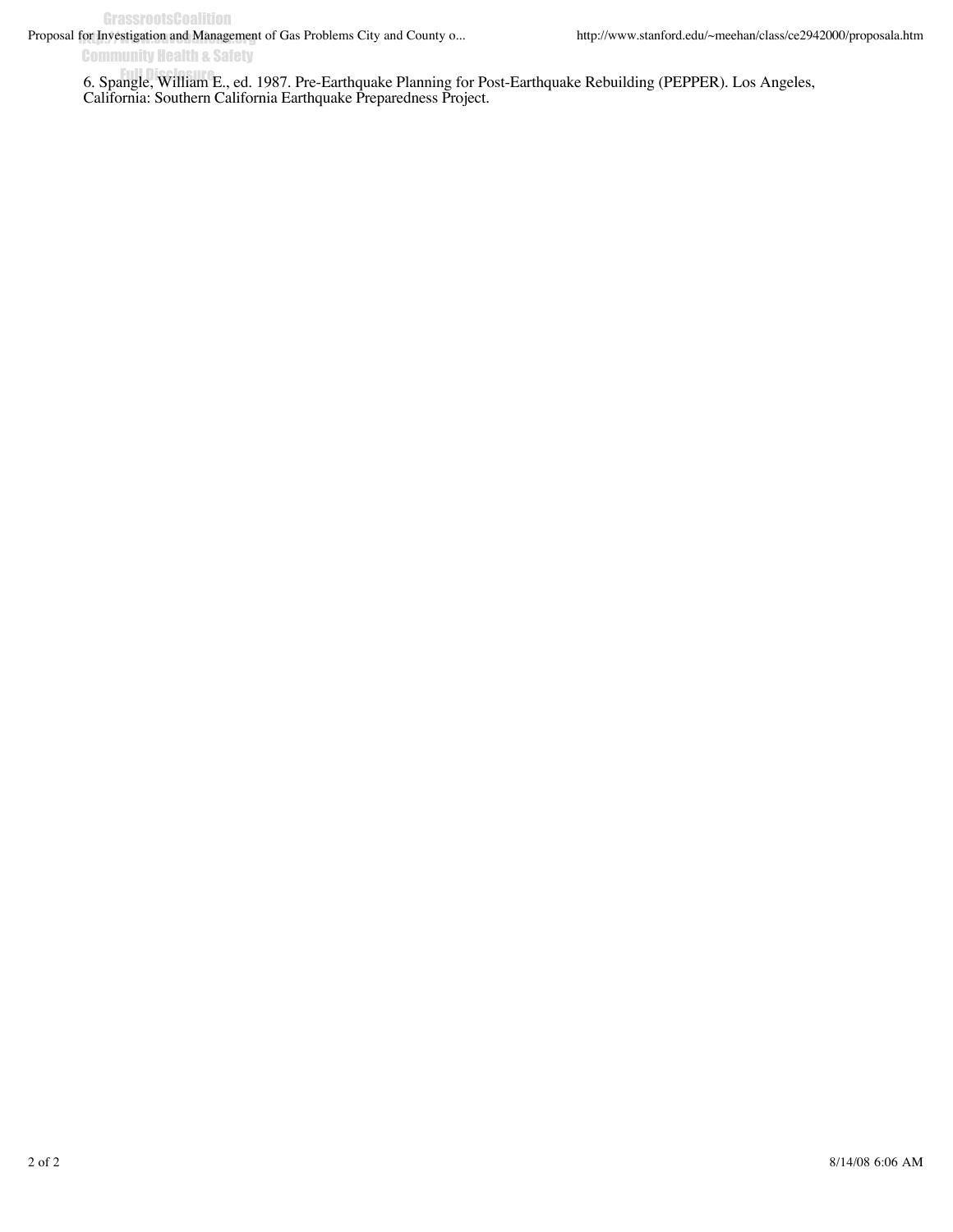6. Spangle, William E., ed. 1987. Pre-Earthquake Planning for Post-Earthquake Rebuilding (PEPPER). Los Angeles, California: Southern California Earthquake Preparedness Project.